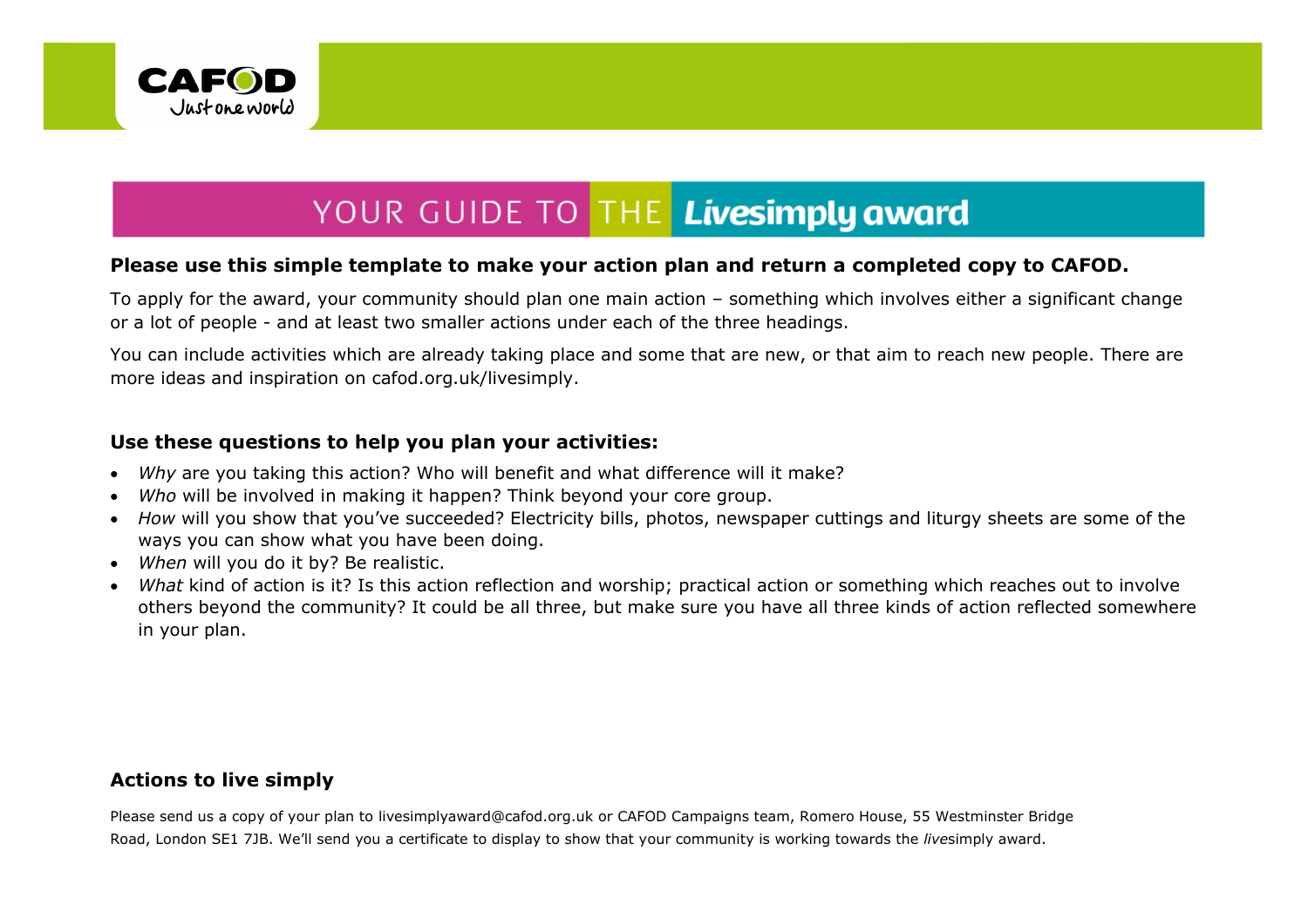CAFOD

Just one world

# YOUR GUIDE TO THE *Livesimply* award

**Please use this simple template to make your action plan and return a completed copy to CAFOD.**

To apply for the award, your community should plan one main action – something which involves either a significant change or a lot of people - and at least two smaller actions under each of the three headings.

You can include activities which are already taking place and some that are new, or that aim to reach new people. There are more ideas and inspiration on cafod.org.uk/livesimply.

### Use these questions to help you plan your activities:

- *Why* are you taking this action? Who will benefit and what difference will it make?
- *Who* will be involved in making it happen? Think beyond your core group.
- *How* will you show that you've succeeded? Electricity bills, photos, newspaper cuttings and liturgy sheets are some of the ways you can show what you have been doing.
- *When* will you do it by? Be realistic.
- *What* kind of action is it? Is this action reflection and worship; practical action or something which reaches out to involve others beyond the community? It could be all three, but make sure you have all three kinds of action reflected somewhere in your plan.

### Actions to live simply

Please send us a copy of your plan to livesimplyaward@cafod.org.uk or CAFOD Campaigns team, Romero House, 55 Westminster Bridge Road, London SE1 7JB. We'll send you a certificate to display to show that your community is working towards the *live*simply award.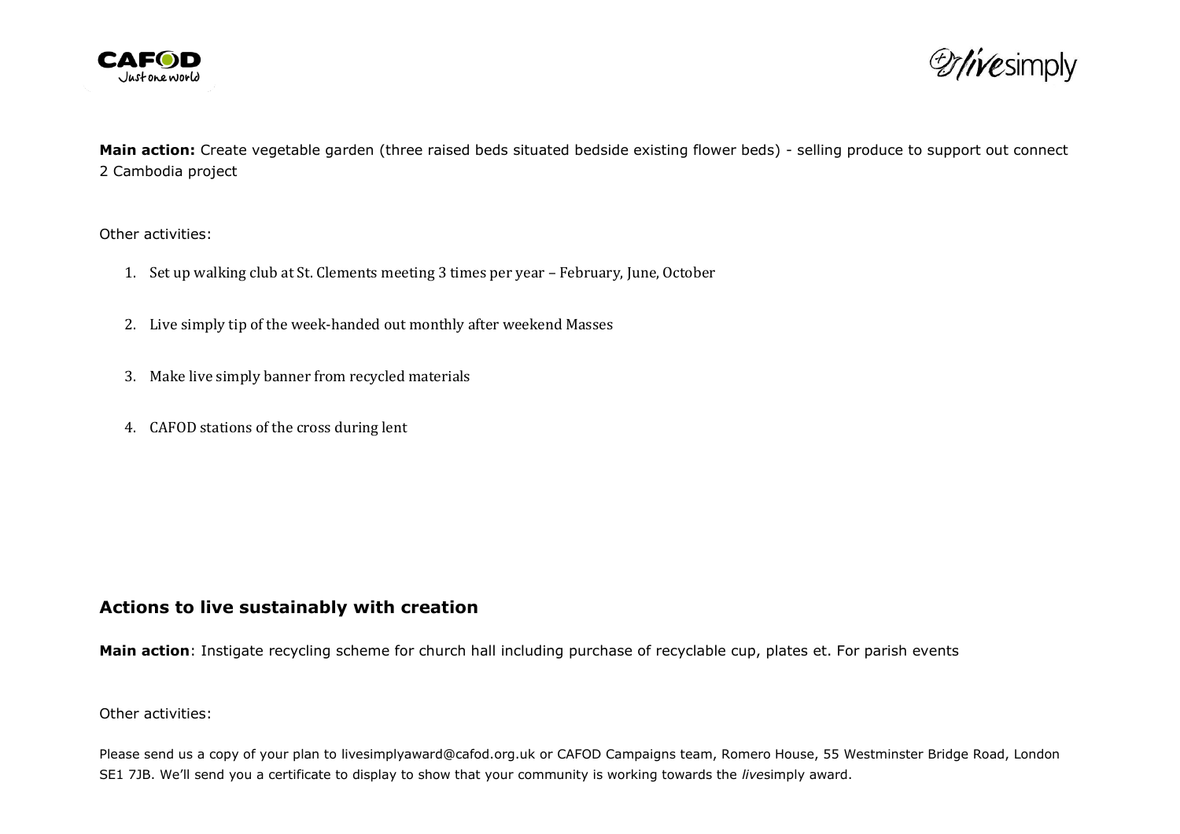**Main action:** Create vegetable garden (three raised beds situated bedside existing flower beds) - selling produce to support out connect 2 Cambodia project

Other activities:

1. Set up walking club at St. Clements meeting 3 times per year – February, June, October
2. Live simply tip of the week-handed out monthly after weekend Masses
3. Make live simply banner from recycled materials
4. CAFOD stations of the cross during lent

## Actions to live sustainably with creation

**Main action**: Instigate recycling scheme for church hall including purchase of recyclable cup, plates et. For parish events

Other activities:

Please send us a copy of your plan to livesimplyaward@cafod.org.uk or CAFOD Campaigns team, Romero House, 55 Westminster Bridge Road, London SE1 7JB. We'll send you a certificate to display to show that your community is working towards the *live*simply award.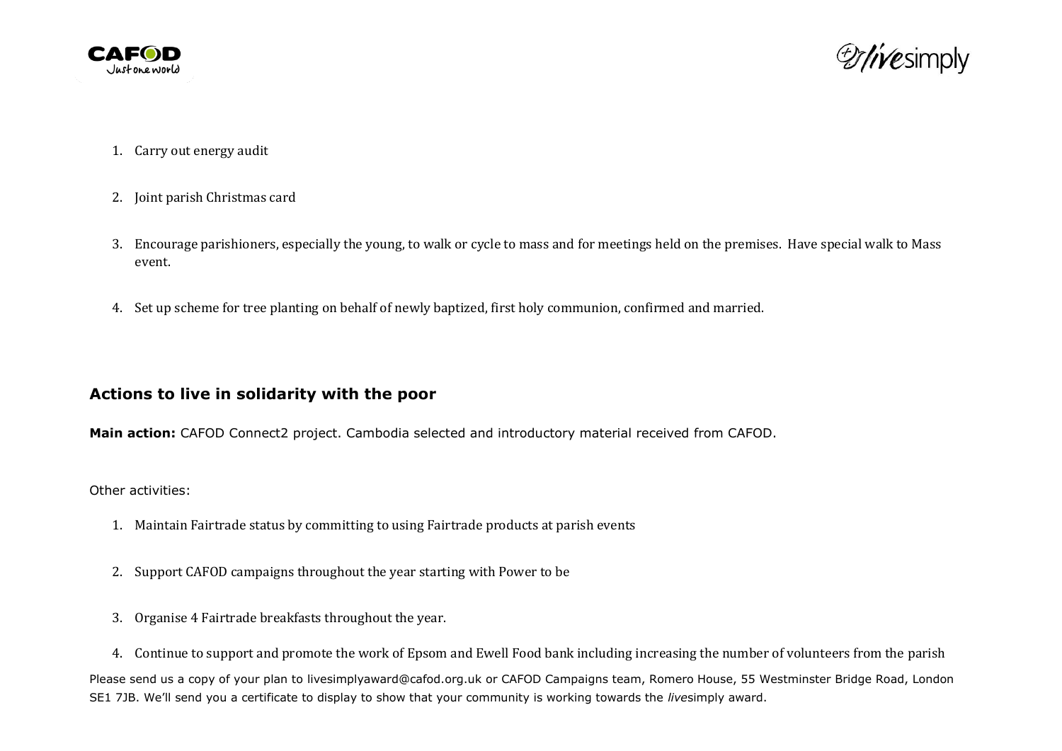1. Carry out energy audit

2. Joint parish Christmas card

3. Encourage parishioners, especially the young, to walk or cycle to mass and for meetings held on the premises. Have special walk to Mass event.

4. Set up scheme for tree planting on behalf of newly baptized, first holy communion, confirmed and married.

## Actions to live in solidarity with the poor

**Main action:** CAFOD Connect2 project. Cambodia selected and introductory material received from CAFOD.

Other activities:

1. Maintain Fairtrade status by committing to using Fairtrade products at parish events

2. Support CAFOD campaigns throughout the year starting with Power to be

3. Organise 4 Fairtrade breakfasts throughout the year.

4. Continue to support and promote the work of Epsom and Ewell Food bank including increasing the number of volunteers from the parish

Please send us a copy of your plan to livesimplyaward@cafod.org.uk or CAFOD Campaigns team, Romero House, 55 Westminster Bridge Road, London SE1 7JB. We'll send you a certificate to display to show that your community is working towards the *live*simply award.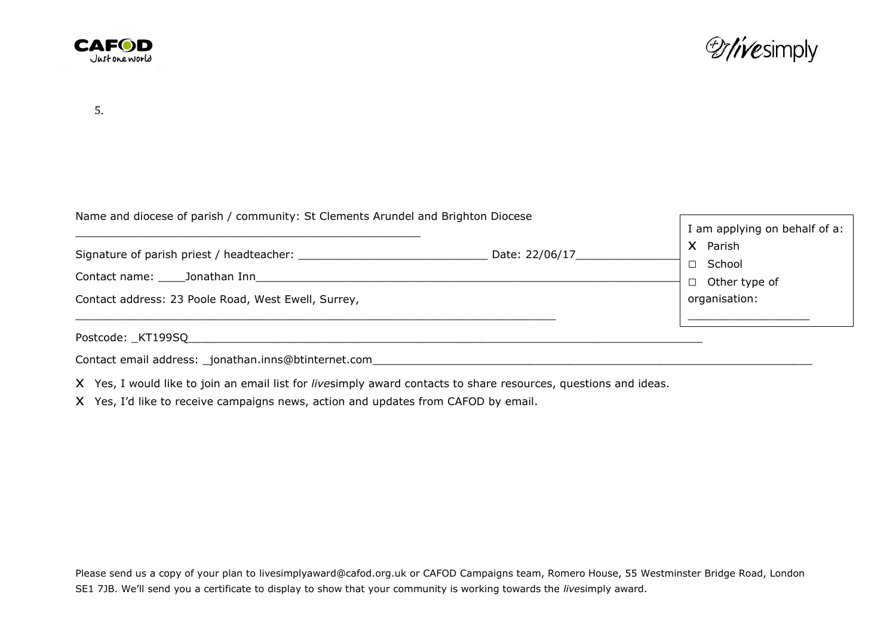5.

Name and diocese of parish / community: St Clements Arundel and Brighton Diocese
_____________________________________________________

Signature of parish priest / headteacher: ____________________________ Date: 22/06/17________________

Contact name: ____Jonathan Inn_____________________________________________________________

Contact address: 23 Poole Road, West Ewell, Surrey,
_______________________________________________________________________

Postcode: _KT199SQ____________________________________________________________________________

Contact email address: _jonathan.inns@btinternet.com_____________________________________________________________

I am applying on behalf of a:

X Parish

☐ School

☐ Other type of organisation: __________________

X Yes, I would like to join an email list for *live*simply award contacts to share resources, questions and ideas.

X Yes, I'd like to receive campaigns news, action and updates from CAFOD by email.

Please send us a copy of your plan to livesimplyaward@cafod.org.uk or CAFOD Campaigns team, Romero House, 55 Westminster Bridge Road, London SE1 7JB. We'll send you a certificate to display to show that your community is working towards the *live*simply award.